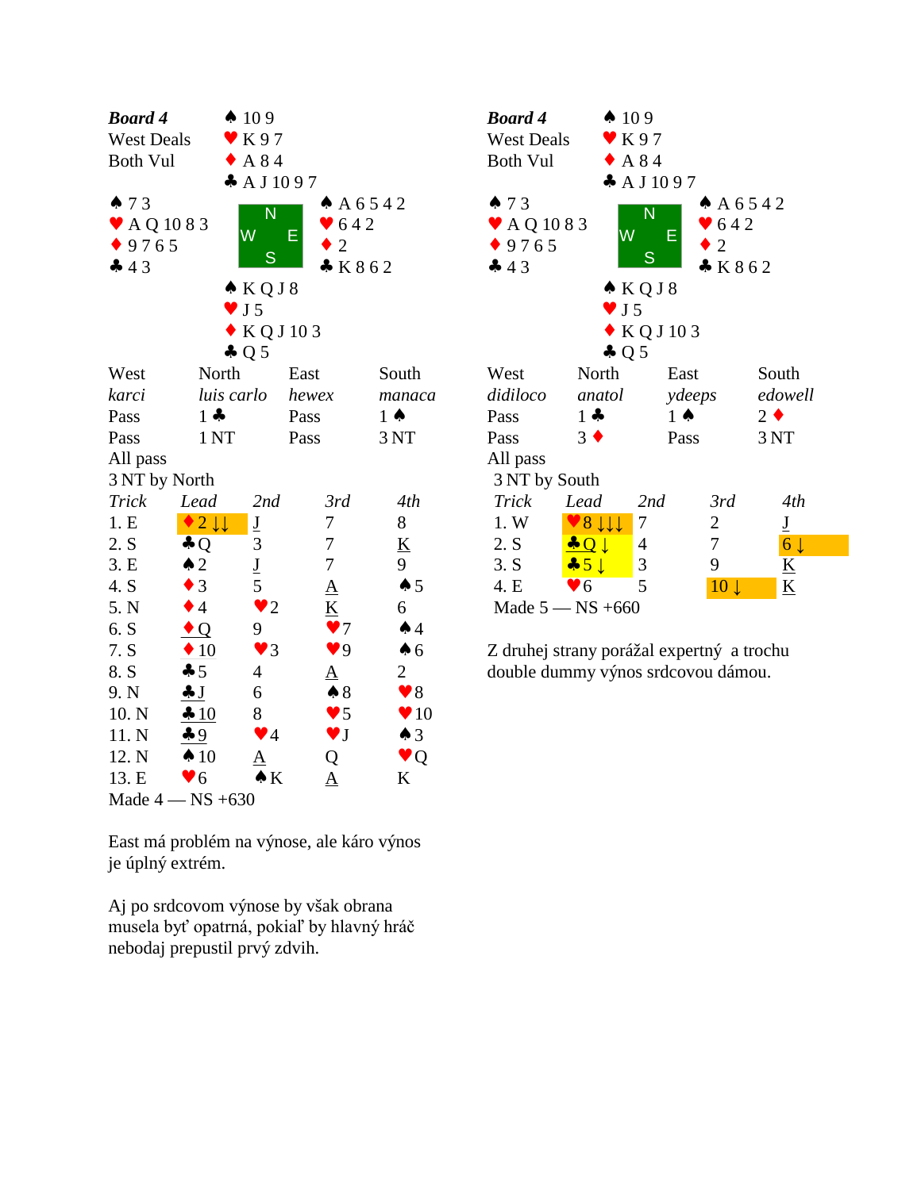## Board 4

West Deals
Both Vul

**North:** ♠ 10 9 ♥ K 9 7 ♦ A 8 4 ♣ A J 10 9 7

**West:** ♠ 7 3 ♥ A Q 10 8 3 ♦ 9 7 6 5 ♣ 4 3

**East:** ♠ A 6 5 4 2 ♥ 6 4 2 ♦ 2 ♣ K 8 6 2

**South:** ♠ K Q J 8 ♥ J 5 ♦ K Q J 10 3 ♣ Q 5

| West | North | East | South |
|---|---|---|---|
| *karci* | *luis carlo* | *hewex* | *manaca* |
| Pass | 1 ♣ | Pass | 1 ♠ |
| Pass | 1 NT | Pass | 3 NT |
| All pass | | | |

3 NT by North

| Trick | Lead | 2nd | 3rd | 4th |
|---|---|---|---|---|
| 1. E | ♦2 ↓↓ | J | 7 | 8 |
| 2. S | ♣Q | 3 | 7 | K |
| 3. E | ♠2 | J | 7 | 9 |
| 4. S | ♦3 | 5 | A | ♠5 |
| 5. N | ♦4 | ♥2 | K | 6 |
| 6. S | ♦Q | 9 | ♥7 | ♠4 |
| 7. S | ♦10 | ♥3 | ♥9 | ♠6 |
| 8. S | ♣5 | 4 | A | 2 |
| 9. N | ♣J | 6 | ♠8 | ♥8 |
| 10. N | ♣10 | 8 | ♥5 | ♥10 |
| 11. N | ♣9 | ♥4 | ♥J | ♠3 |
| 12. N | ♠10 | A | Q | ♥Q |
| 13. E | ♥6 | ♠K | A | K |

Made 4 — NS +630

East má problém na výnose, ale káro výnos je úplný extrém.

Aj po srdcovom výnose by však obrana musela byť opatrná, pokiaľ by hlavný hráč nebodaj prepustil prvý zdvih.

## Board 4

West Deals
Both Vul

**North:** ♠ 10 9 ♥ K 9 7 ♦ A 8 4 ♣ A J 10 9 7

**West:** ♠ 7 3 ♥ A Q 10 8 3 ♦ 9 7 6 5 ♣ 4 3

**East:** ♠ A 6 5 4 2 ♥ 6 4 2 ♦ 2 ♣ K 8 6 2

**South:** ♠ K Q J 8 ♥ J 5 ♦ K Q J 10 3 ♣ Q 5

| West | North | East | South |
|---|---|---|---|
| *didiloco* | *anatol* | *ydeeps* | *edowell* |
| Pass | 1 ♣ | 1 ♠ | 2 ♦ |
| Pass | 3 ♦ | Pass | 3 NT |
| All pass | | | |

3 NT by South

| Trick | Lead | 2nd | 3rd | 4th |
|---|---|---|---|---|
| 1. W | ♥8 ↓↓↓ | 7 | 2 | J |
| 2. S | ♣Q ↓ | 4 | 7 | 6 ↓ |
| 3. S | ♣5 ↓ | 3 | 9 | K |
| 4. E | ♥6 | 5 | 10 ↓ | K |

Made 5 — NS +660

Z druhej strany porážal expertný a trochu double dummy výnos srdcovou dámou.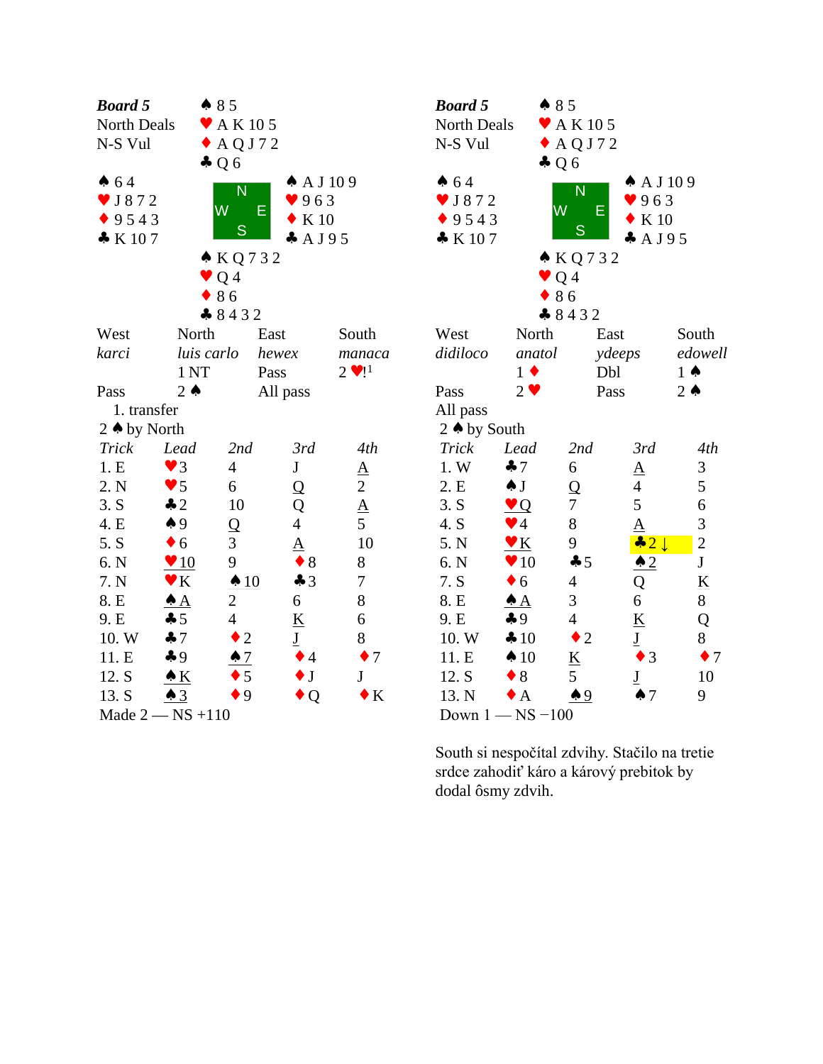## Board 5

North Deals
N-S Vul

**North:** ♠ 8 5 ♥ A K 10 5 ♦ A Q J 7 2 ♣ Q 6

**West:** ♠ 6 4 ♥ J 8 7 2 ♦ 9 5 4 3 ♣ K 10 7

**East:** ♠ A J 10 9 ♥ 9 6 3 ♦ K 10 ♣ A J 9 5

**South:** ♠ K Q 7 3 2 ♥ Q 4 ♦ 8 6 ♣ 8 4 3 2

| West | North | East | South |
|---|---|---|---|
| *karci* | *luis carlo* | *hewex* | *manaca* |
| | 1 NT | Pass | 2 ♥![1] |
| Pass | 2 ♠ | All pass | |

1. transfer

2 ♠ by North

| *Trick* | *Lead* | *2nd* | *3rd* | *4th* |
|---|---|---|---|---|
| 1. E | ♥3 | 4 | J | A |
| 2. N | ♥5 | 6 | Q | 2 |
| 3. S | ♣2 | 10 | Q | A |
| 4. E | ♠9 | Q | 4 | 5 |
| 5. S | ♦6 | 3 | A | 10 |
| 6. N | ♥10 | 9 | ♦8 | 8 |
| 7. N | ♥K | ♠10 | ♣3 | 7 |
| 8. E | ♠A | 2 | 6 | 8 |
| 9. E | ♣5 | 4 | K | 6 |
| 10. W | ♣7 | ♦2 | J | 8 |
| 11. E | ♣9 | ♠7 | ♦4 | ♦7 |
| 12. S | ♠K | ♦5 | ♦J | J |
| 13. S | ♠3 | ♦9 | ♦Q | ♦K |

Made 2 — NS +110

## Board 5

North Deals
N-S Vul

**North:** ♠ 8 5 ♥ A K 10 5 ♦ A Q J 7 2 ♣ Q 6

**West:** ♠ 6 4 ♥ J 8 7 2 ♦ 9 5 4 3 ♣ K 10 7

**East:** ♠ A J 10 9 ♥ 9 6 3 ♦ K 10 ♣ A J 9 5

**South:** ♠ K Q 7 3 2 ♥ Q 4 ♦ 8 6 ♣ 8 4 3 2

| West | North | East | South |
|---|---|---|---|
| *didiloco* | *anatol* | *ydeeps* | *edowell* |
| | 1 ♦ | Dbl | 1 ♠ |
| Pass | 2 ♥ | Pass | 2 ♠ |
| All pass | | | |

2 ♠ by South

| *Trick* | *Lead* | *2nd* | *3rd* | *4th* |
|---|---|---|---|---|
| 1. W | ♣7 | 6 | A | 3 |
| 2. E | ♠J | Q | 4 | 5 |
| 3. S | ♥Q | 7 | 5 | 6 |
| 4. S | ♥4 | 8 | A | 3 |
| 5. N | ♥K | 9 | ♣2 ↓ | 2 |
| 6. N | ♥10 | ♣5 | ♠2 | J |
| 7. S | ♦6 | 4 | Q | K |
| 8. E | ♠A | 3 | 6 | 8 |
| 9. E | ♣9 | 4 | K | Q |
| 10. W | ♣10 | ♦2 | J | 8 |
| 11. E | ♠10 | K | ♦3 | ♦7 |
| 12. S | ♦8 | 5 | J | 10 |
| 13. N | ♦A | ♠9 | ♠7 | 9 |

Down 1 — NS −100

South si nespočítal zdvihy. Stačilo na tretie srdce zahodiť káro a kárový prebitok by dodal ôsmy zdvih.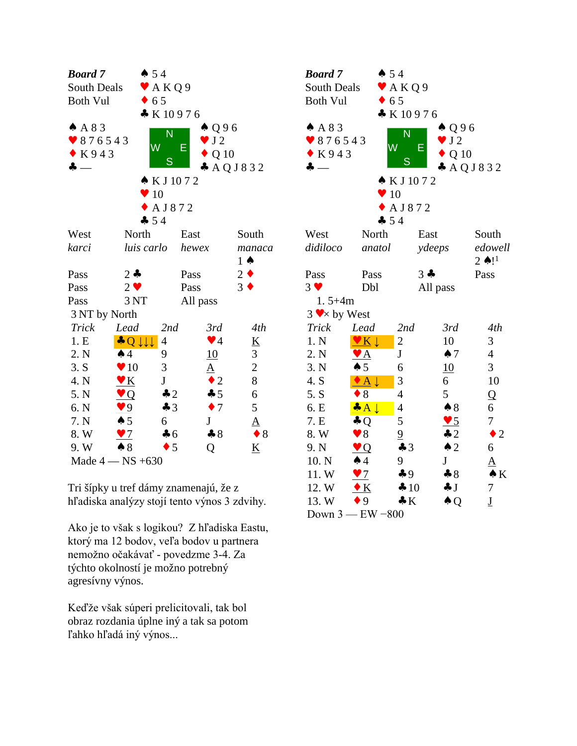## Board 7 (left)

**Board 7**
South Deals
Both Vul

| | North | |
|---|---|---|
| | ♠ 5 4<br>♥ A K Q 9<br>♦ 6 5<br>♣ K 10 9 7 6 | |
| **West**<br>♠ A 8 3<br>♥ 8 7 6 5 4 3<br>♦ K 9 4 3<br>♣ — | | **East**<br>♠ Q 9 6<br>♥ J 2<br>♦ Q 10<br>♣ A Q J 8 3 2 |
| | **South**<br>♠ K J 10 7 2<br>♥ 10<br>♦ A J 8 7 2<br>♣ 5 4 | |

| West | North | East | South |
|---|---|---|---|
| *karci* | *luis carlo* | *hewex* | *manaca* |
| | | | 1 ♠ |
| Pass | 2 ♣ | Pass | 2 ♦ |
| Pass | 2 ♥ | Pass | 3 ♦ |
| Pass | 3 NT | All pass | |

3 NT by North

| Trick | Lead | 2nd | 3rd | 4th |
|---|---|---|---|---|
| 1. E | ♣Q ↓↓↓ | 4 | ♥4 | K |
| 2. N | ♠4 | 9 | 10 | 3 |
| 3. S | ♥10 | 3 | A | 2 |
| 4. N | ♥K | J | ♦2 | 8 |
| 5. N | ♥Q | ♣2 | ♣5 | 6 |
| 6. N | ♥9 | ♣3 | ♦7 | 5 |
| 7. N | ♠5 | 6 | J | A |
| 8. W | ♥7 | ♣6 | ♣8 | ♦8 |
| 9. W | ♠8 | ♦5 | Q | K |

Made 4 — NS +630

Tri šípky u tref dámy znamenajú, že z hľadiska analýzy stojí tento výnos 3 zdvihy.

Ako je to však s logikou? Z hľadiska Eastu, ktorý ma 12 bodov, veľa bodov u partnera nemožno očakávať - povedzme 3-4. Za týchto okolností je možno potrebný agresívny výnos.

Keďže však súperi prelicitovali, tak bol obraz rozdania úplne iný a tak sa potom ľahko hľadá iný výnos...

## Board 7 (right)

**Board 7**
South Deals
Both Vul

| | North | |
|---|---|---|
| | ♠ 5 4<br>♥ A K Q 9<br>♦ 6 5<br>♣ K 10 9 7 6 | |
| **West**<br>♠ A 8 3<br>♥ 8 7 6 5 4 3<br>♦ K 9 4 3<br>♣ — | | **East**<br>♠ Q 9 6<br>♥ J 2<br>♦ Q 10<br>♣ A Q J 8 3 2 |
| | **South**<br>♠ K J 10 7 2<br>♥ 10<br>♦ A J 8 7 2<br>♣ 5 4 | |

| West | North | East | South |
|---|---|---|---|
| *didiloco* | *anatol* | *ydeeps* | *edowell* |
| | | | 2 ♠![1] |
| Pass | Pass | 3 ♣ | Pass |
| 3 ♥ | Dbl | All pass | |

1. 5+4m

3 ♥× by West

| Trick | Lead | 2nd | 3rd | 4th |
|---|---|---|---|---|
| 1. N | ♥K ↓ | 2 | 10 | 3 |
| 2. N | ♥A | J | ♠7 | 4 |
| 3. N | ♠5 | 6 | 10 | 3 |
| 4. S | ♦A ↓ | 3 | 6 | 10 |
| 5. S | ♦8 | 4 | 5 | Q |
| 6. E | ♣A ↓ | 4 | ♠8 | 6 |
| 7. E | ♣Q | 5 | ♥5 | 7 |
| 8. W | ♥8 | 9 | ♣2 | ♦2 |
| 9. N | ♥Q | ♣3 | ♠2 | 6 |
| 10. N | ♠4 | 9 | J | A |
| 11. W | ♥7 | ♣9 | ♣8 | ♠K |
| 12. W | ♦K | ♣10 | ♣J | 7 |
| 13. W | ♦9 | ♣K | ♠Q | J |

Down 3 — EW −800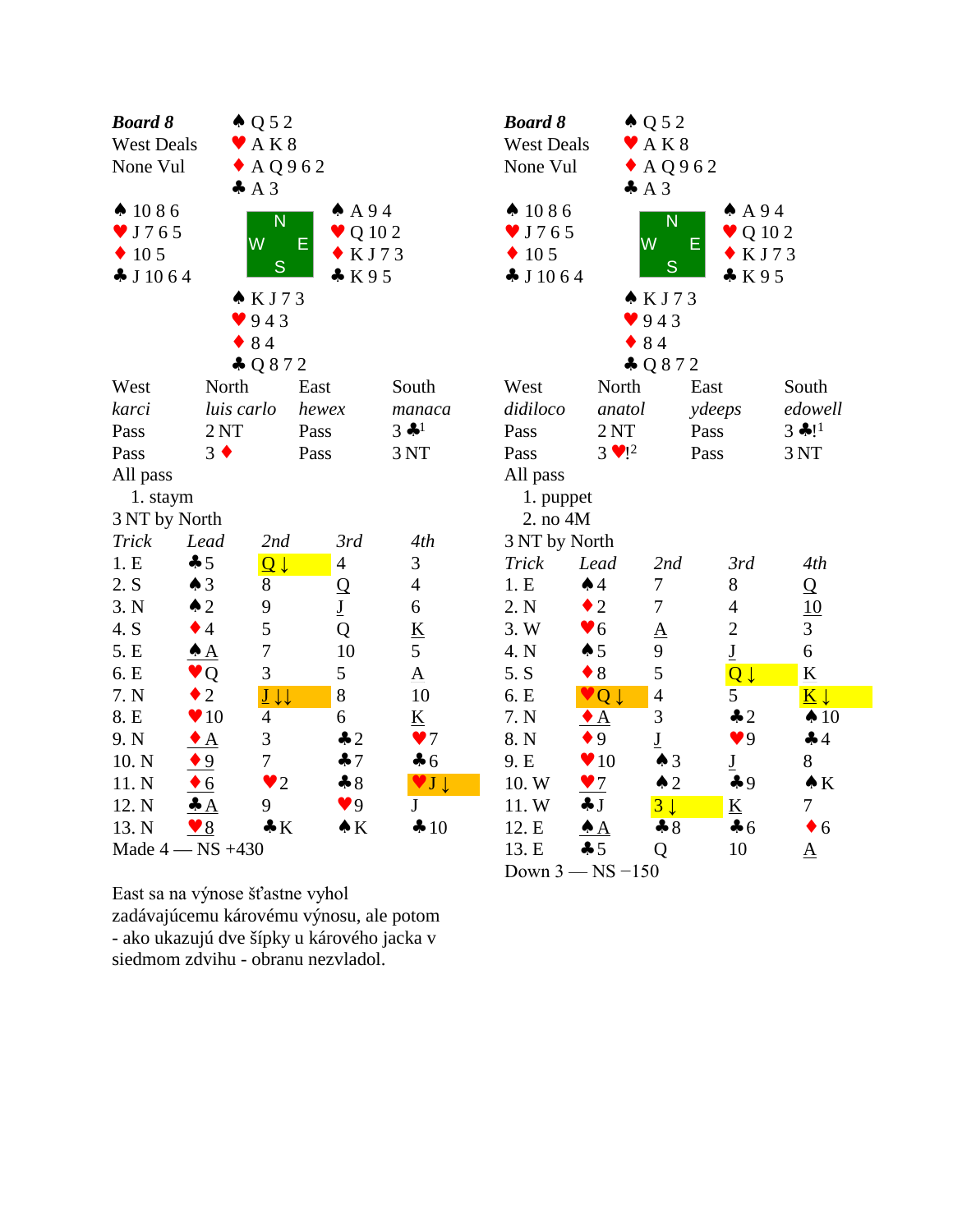## Board 8 (left)

**Board 8**
West Deals
None Vul

| | North | |
|---|---|---|
| | ♠ Q 5 2<br>♥ A K 8<br>♦ A Q 9 6 2<br>♣ A 3 | |
| **West**<br>♠ 10 8 6<br>♥ J 7 6 5<br>♦ 10 5<br>♣ J 10 6 4 | | **East**<br>♠ A 9 4<br>♥ Q 10 2<br>♦ K J 7 3<br>♣ K 9 5 |
| | ♠ K J 7 3<br>♥ 9 4 3<br>♦ 8 4<br>♣ Q 8 7 2 | |
| | South | |

| West | North | East | South |
|---|---|---|---|
| *karci* | *luis carlo* | *hewex* | *manaca* |
| Pass | 2 NT | Pass | 3 ♣[1] |
| Pass | 3 ♦ | Pass | 3 NT |
| All pass | | | |

1. staym

3 NT by North

| *Trick* | *Lead* | *2nd* | *3rd* | *4th* |
|---|---|---|---|---|
| 1. E | ♣5 | Q ↓ | 4 | 3 |
| 2. S | ♠3 | 8 | Q | 4 |
| 3. N | ♠2 | 9 | J | 6 |
| 4. S | ♦4 | 5 | Q | K |
| 5. E | ♠A | 7 | 10 | 5 |
| 6. E | ♥Q | 3 | 5 | A |
| 7. N | ♦2 | J ↓↓ | 8 | 10 |
| 8. E | ♥10 | 4 | 6 | K |
| 9. N | ♦A | 3 | ♣2 | ♥7 |
| 10. N | ♦9 | 7 | ♣7 | ♣6 |
| 11. N | ♦6 | ♥2 | ♣8 | ♥J ↓ |
| 12. N | ♣A | 9 | ♥9 | J |
| 13. N | ♥8 | ♣K | ♠K | ♣10 |

Made 4 — NS +430

East sa na výnose šťastne vyhol zadávajúcemu károvému výnosu, ale potom - ako ukazujú dve šípky u kárového jacka v siedmom zdvihu - obranu nezvladol.

## Board 8 (right)

**Board 8**
West Deals
None Vul

| | North | |
|---|---|---|
| | ♠ Q 5 2<br>♥ A K 8<br>♦ A Q 9 6 2<br>♣ A 3 | |
| **West**<br>♠ 10 8 6<br>♥ J 7 6 5<br>♦ 10 5<br>♣ J 10 6 4 | | **East**<br>♠ A 9 4<br>♥ Q 10 2<br>♦ K J 7 3<br>♣ K 9 5 |
| | ♠ K J 7 3<br>♥ 9 4 3<br>♦ 8 4<br>♣ Q 8 7 2 | |
| | South | |

| West | North | East | South |
|---|---|---|---|
| *didiloco* | *anatol* | *ydeeps* | *edowell* |
| Pass | 2 NT | Pass | 3 ♣![1] |
| Pass | 3 ♥![2] | Pass | 3 NT |
| All pass | | | |

1. puppet
2. no 4M

3 NT by North

| *Trick* | *Lead* | *2nd* | *3rd* | *4th* |
|---|---|---|---|---|
| 1. E | ♠4 | 7 | 8 | Q |
| 2. N | ♦2 | 7 | 4 | 10 |
| 3. W | ♥6 | A | 2 | 3 |
| 4. N | ♠5 | 9 | J | 6 |
| 5. S | ♦8 | 5 | Q ↓ | K |
| 6. E | ♥Q ↓ | 4 | 5 | K ↓ |
| 7. N | ♦A | 3 | ♣2 | ♠10 |
| 8. N | ♦9 | J | ♥9 | ♣4 |
| 9. E | ♥10 | ♠3 | J | 8 |
| 10. W | ♥7 | ♠2 | ♣9 | ♠K |
| 11. W | ♣J | 3 ↓ | K | 7 |
| 12. E | ♠A | ♣8 | ♣6 | ♦6 |
| 13. E | ♣5 | Q | 10 | A |

Down 3 — NS −150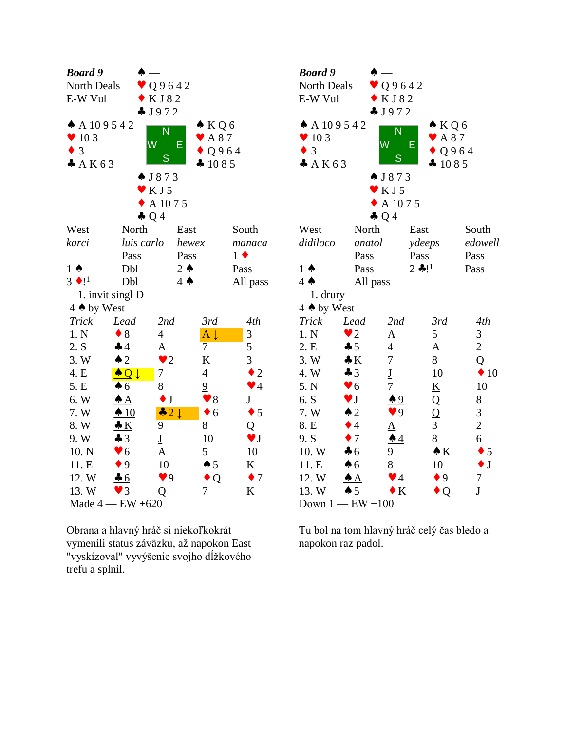## Board 9 (left)

**Board 9**
North Deals
E-W Vul

North: ♠ — ♥ Q 9 6 4 2 ♦ K J 8 2 ♣ J 9 7 2

West: ♠ A 10 9 5 4 2 ♥ 10 3 ♦ 3 ♣ A K 6 3

East: ♠ K Q 6 ♥ A 8 7 ♦ Q 9 6 4 ♣ 10 8 5

South: ♠ J 8 7 3 ♥ K J 5 ♦ A 10 7 5 ♣ Q 4

| West | North | East | South |
|---|---|---|---|
| *karci* | *luis carlo* | *hewex* | *manaca* |
| | Pass | Pass | 1 ♦ |
| 1 ♠ | Dbl | 2 ♠ | Pass |
| 3 ♦![1] | Dbl | 4 ♠ | All pass |

1. invit singl D

4 ♠ by West

| Trick | Lead | 2nd | 3rd | 4th |
|---|---|---|---|---|
| 1. N | ♦8 | 4 | A ↓ | 3 |
| 2. S | ♣4 | A | 7 | 5 |
| 3. W | ♠2 | ♥2 | K | 3 |
| 4. E | ♠Q ↓ | 7 | 4 | ♦2 |
| 5. E | ♠6 | 8 | 9 | ♥4 |
| 6. W | ♠A | ♦J | ♥8 | J |
| 7. W | ♠10 | ♣2 ↓ | ♦6 | ♦5 |
| 8. W | ♣K | 9 | 8 | Q |
| 9. W | ♣3 | J | 10 | ♥J |
| 10. N | ♥6 | A | 5 | 10 |
| 11. E | ♦9 | 10 | ♠5 | K |
| 12. W | ♣6 | ♥9 | ♦Q | ♦7 |
| 13. W | ♥3 | Q | 7 | K |

Made 4 — EW +620

Obrana a hlavný hráč si niekoľkokrát vymenili status záväzku, až napokon East "vyskízoval" vyvýšenie svojho dĺžkového trefu a splnil.

## Board 9 (right)

**Board 9**
North Deals
E-W Vul

North: ♠ — ♥ Q 9 6 4 2 ♦ K J 8 2 ♣ J 9 7 2

West: ♠ A 10 9 5 4 2 ♥ 10 3 ♦ 3 ♣ A K 6 3

East: ♠ K Q 6 ♥ A 8 7 ♦ Q 9 6 4 ♣ 10 8 5

South: ♠ J 8 7 3 ♥ K J 5 ♦ A 10 7 5 ♣ Q 4

| West | North | East | South |
|---|---|---|---|
| *didiloco* | *anatol* | *ydeeps* | *edowell* |
| | Pass | Pass | Pass |
| 1 ♠ | Pass | 2 ♣![1] | Pass |
| 4 ♠ | All pass | | |

1. drury

4 ♠ by West

| Trick | Lead | 2nd | 3rd | 4th |
|---|---|---|---|---|
| 1. N | ♥2 | A | 5 | 3 |
| 2. E | ♣5 | 4 | A | 2 |
| 3. W | ♣K | 7 | 8 | Q |
| 4. W | ♣3 | J | 10 | ♦10 |
| 5. N | ♥6 | 7 | K | 10 |
| 6. S | ♥J | ♠9 | Q | 8 |
| 7. W | ♠2 | ♥9 | Q | 3 |
| 8. E | ♦4 | A | 3 | 2 |
| 9. S | ♦7 | ♠4 | 8 | 6 |
| 10. W | ♣6 | 9 | ♠K | ♦5 |
| 11. E | ♠6 | 8 | 10 | ♦J |
| 12. W | ♠A | ♥4 | ♦9 | 7 |
| 13. W | ♠5 | ♦K | ♦Q | J |

Down 1 — EW −100

Tu bol na tom hlavný hráč celý čas bledo a napokon raz padol.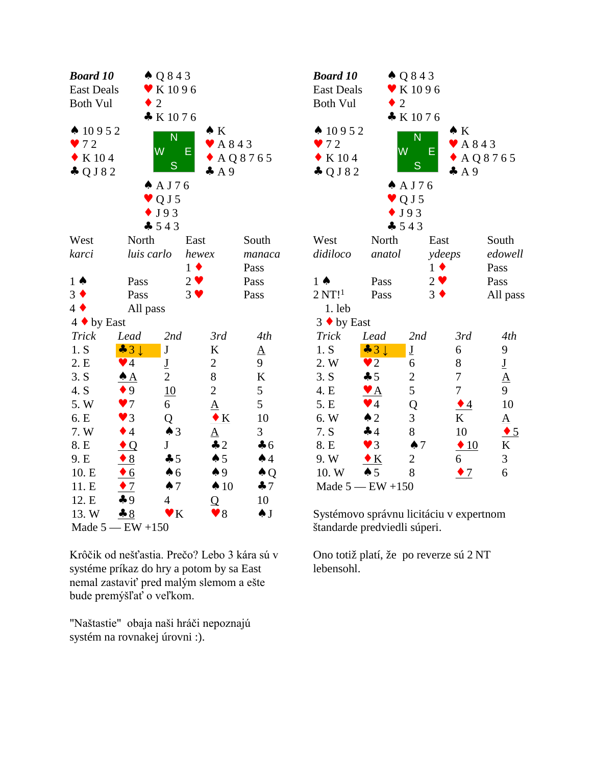## Board 10 (left)

**Board 10**
East Deals
Both Vul

North: ♠ Q 8 4 3 ♥ K 10 9 6 ♦ 2 ♣ K 10 7 6

West: ♠ 10 9 5 2 ♥ 7 2 ♦ K 10 4 ♣ Q J 8 2

East: ♠ K ♥ A 8 4 3 ♦ A Q 8 7 6 5 ♣ A 9

South: ♠ A J 7 6 ♥ Q J 5 ♦ J 9 3 ♣ 5 4 3

| West | North | East | South |
|---|---|---|---|
| *karci* | *luis carlo* | *hewex* | *manaca* |
| | | 1 ♦ | Pass |
| 1 ♠ | Pass | 2 ♥ | Pass |
| 3 ♦ | Pass | 3 ♥ | Pass |
| 4 ♦ | All pass | | |

4 ♦ by East

| *Trick* | *Lead* | *2nd* | *3rd* | *4th* |
|---|---|---|---|---|
| 1. S | ♣3 ↓ | J | K | A |
| 2. E | ♥4 | J | 2 | 9 |
| 3. S | ♠A | 2 | 8 | K |
| 4. S | ♦9 | 10 | 2 | 5 |
| 5. W | ♥7 | 6 | A | 5 |
| 6. E | ♥3 | Q | ♦K | 10 |
| 7. W | ♦4 | ♠3 | A | 3 |
| 8. E | ♦Q | J | ♣2 | ♣6 |
| 9. E | ♦8 | ♣5 | ♠5 | ♠4 |
| 10. E | ♦6 | ♠6 | ♠9 | ♠Q |
| 11. E | ♦7 | ♠7 | ♠10 | ♣7 |
| 12. E | ♣9 | 4 | Q | 10 |
| 13. W | ♣8 | ♥K | ♥8 | ♠J |

Made 5 — EW +150

Krôčik od nešťastia. Prečo? Lebo 3 kára sú v systéme príkaz do hry a potom by sa East nemal zastaviť pred malým slemom a ešte bude premýšľať o veľkom.

"Naštastie" obaja naši hráči nepoznajú systém na rovnakej úrovni :).

## Board 10 (right)

**Board 10**
East Deals
Both Vul

North: ♠ Q 8 4 3 ♥ K 10 9 6 ♦ 2 ♣ K 10 7 6

West: ♠ 10 9 5 2 ♥ 7 2 ♦ K 10 4 ♣ Q J 8 2

East: ♠ K ♥ A 8 4 3 ♦ A Q 8 7 6 5 ♣ A 9

South: ♠ A J 7 6 ♥ Q J 5 ♦ J 9 3 ♣ 5 4 3

| West | North | East | South |
|---|---|---|---|
| *didiloco* | *anatol* | *ydeeps* | *edowell* |
| | | 1 ♦ | Pass |
| 1 ♠ | Pass | 2 ♥ | Pass |
| 2 NT![1] | Pass | 3 ♦ | All pass |

1. leb

3 ♦ by East

| *Trick* | *Lead* | *2nd* | *3rd* | *4th* |
|---|---|---|---|---|
| 1. S | ♣3 ↓ | J | 6 | 9 |
| 2. W | ♥2 | 6 | 8 | J |
| 3. S | ♣5 | 2 | 7 | A |
| 4. E | ♥A | 5 | 7 | 9 |
| 5. E | ♥4 | Q | ♦4 | 10 |
| 6. W | ♠2 | 3 | K | A |
| 7. S | ♣4 | 8 | 10 | ♦5 |
| 8. E | ♥3 | ♠7 | ♦10 | K |
| 9. W | ♦K | 2 | 6 | 3 |
| 10. W | ♠5 | 8 | ♦7 | 6 |

Made 5 — EW +150

Systémovo správnu licitáciu v expertnom štandarde predviedli súperi.

Ono totiž platí, že po reverze sú 2 NT lebensohl.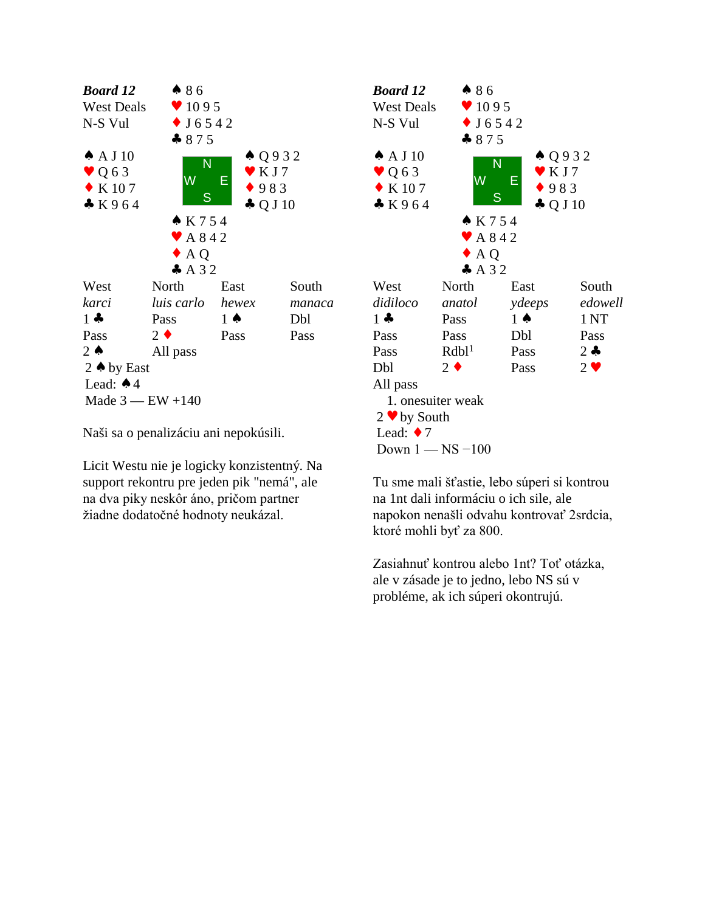**Board 12**
West Deals
N-S Vul

North: ♠ 8 6 ♥ 10 9 5 ♦ J 6 5 4 2 ♣ 8 7 5

West: ♠ A J 10 ♥ Q 6 3 ♦ K 10 7 ♣ K 9 6 4

East: ♠ Q 9 3 2 ♥ K J 7 ♦ 9 8 3 ♣ Q J 10

South: ♠ K 7 5 4 ♥ A 8 4 2 ♦ A Q ♣ A 3 2

| West | North | East | South |
|---|---|---|---|
| *karci* | *luis carlo* | *hewex* | *manaca* |
| 1 ♣ | Pass | 1 ♠ | Dbl |
| Pass | 2 ♦ | Pass | Pass |
| 2 ♠ | All pass | | |

2 ♠ by East
Lead: ♠ 4
Made 3 — EW +140

Naši sa o penalizáciu ani nepokúsili.

Licit Westu nie je logicky konzistentný. Na support rekontru pre jeden pik "nemá", ale na dva piky neskôr áno, pričom partner žiadne dodatočné hodnoty neukázal.

**Board 12**
West Deals
N-S Vul

North: ♠ 8 6 ♥ 10 9 5 ♦ J 6 5 4 2 ♣ 8 7 5

West: ♠ A J 10 ♥ Q 6 3 ♦ K 10 7 ♣ K 9 6 4

East: ♠ Q 9 3 2 ♥ K J 7 ♦ 9 8 3 ♣ Q J 10

South: ♠ K 7 5 4 ♥ A 8 4 2 ♦ A Q ♣ A 3 2

| West | North | East | South |
|---|---|---|---|
| *didiloco* | *anatol* | *ydeeps* | *edowell* |
| 1 ♣ | Pass | 1 ♠ | 1 NT |
| Pass | Pass | Dbl | Pass |
| Pass | Rdbl[1] | Pass | 2 ♣ |
| Dbl | 2 ♦ | Pass | 2 ♥ |
| All pass | | | |

1. onesuiter weak

2 ♥ by South
Lead: ♦ 7
Down 1 — NS −100

Tu sme mali šťastie, lebo súperi si kontrou na 1nt dali informáciu o ich sile, ale napokon nenašli odvahu kontrovať 2srdcia, ktoré mohli byť za 800.

Zasiahnuť kontrou alebo 1nt? Toť otázka, ale v zásade je to jedno, lebo NS sú v probléme, ak ich súperi okontrujú.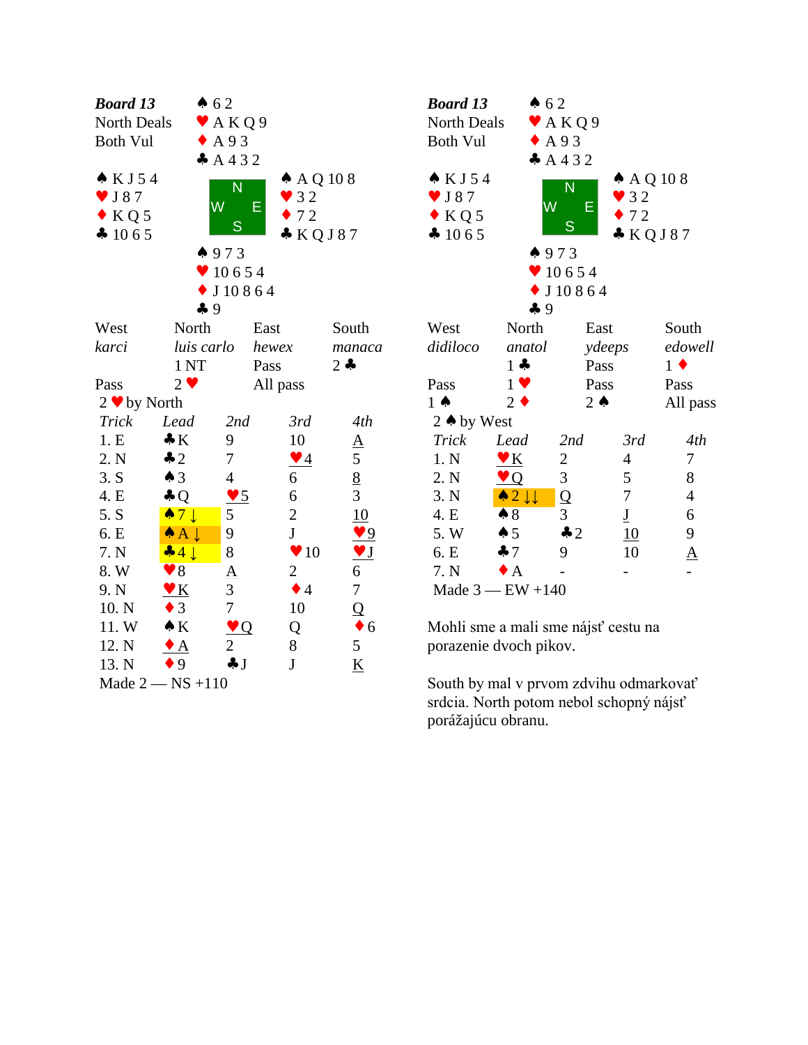## Board 13

North Deals
Both Vul

| | North | |
|---|---|---|
| | ♠ 6 2 | |
| | ♥ A K Q 9 | |
| | ♦ A 9 3 | |
| | ♣ A 4 3 2 | |
| **West** | | **East** |
| ♠ K J 5 4 | | ♠ A Q 10 8 |
| ♥ J 8 7 | | ♥ 3 2 |
| ♦ K Q 5 | | ♦ 7 2 |
| ♣ 10 6 5 | | ♣ K Q J 8 7 |
| | **South** | |
| | ♠ 9 7 3 | |
| | ♥ 10 6 5 4 | |
| | ♦ J 10 8 6 4 | |
| | ♣ 9 | |

| West | North | East | South |
|---|---|---|---|
| *karci* | *luis carlo* | *hewex* | *manaca* |
| | 1 NT | Pass | 2 ♣ |
| Pass | 2 ♥ | All pass | |

2 ♥ by North

| Trick | Lead | 2nd | 3rd | 4th |
|---|---|---|---|---|
| 1. E | ♣K | 9 | 10 | A |
| 2. N | ♣2 | 7 | ♥4 | 5 |
| 3. S | ♠3 | 4 | 6 | 8 |
| 4. E | ♣Q | ♥5 | 6 | 3 |
| 5. S | ♠7 ↓ | 5 | 2 | 10 |
| 6. E | ♠A ↓ | 9 | J | ♥9 |
| 7. N | ♣4 ↓ | 8 | ♥10 | ♥J |
| 8. W | ♥8 | A | 2 | 6 |
| 9. N | ♥K | 3 | ♦4 | 7 |
| 10. N | ♦3 | 7 | 10 | Q |
| 11. W | ♠K | ♥Q | Q | ♦6 |
| 12. N | ♦A | 2 | 8 | 5 |
| 13. N | ♦9 | ♣J | J | K |

Made 2 — NS +110

## Board 13

North Deals
Both Vul

| | North | |
|---|---|---|
| | ♠ 6 2 | |
| | ♥ A K Q 9 | |
| | ♦ A 9 3 | |
| | ♣ A 4 3 2 | |
| **West** | | **East** |
| ♠ K J 5 4 | | ♠ A Q 10 8 |
| ♥ J 8 7 | | ♥ 3 2 |
| ♦ K Q 5 | | ♦ 7 2 |
| ♣ 10 6 5 | | ♣ K Q J 8 7 |
| | **South** | |
| | ♠ 9 7 3 | |
| | ♥ 10 6 5 4 | |
| | ♦ J 10 8 6 4 | |
| | ♣ 9 | |

| West | North | East | South |
|---|---|---|---|
| *didiloco* | *anatol* | *ydeeps* | *edowell* |
| | 1 ♣ | Pass | 1 ♦ |
| Pass | 1 ♥ | Pass | Pass |
| 1 ♠ | 2 ♦ | 2 ♠ | All pass |

2 ♠ by West

| Trick | Lead | 2nd | 3rd | 4th |
|---|---|---|---|---|
| 1. N | ♥K | 2 | 4 | 7 |
| 2. N | ♥Q | 3 | 5 | 8 |
| 3. N | ♠2 ↓↓ | Q | 7 | 4 |
| 4. E | ♠8 | 3 | J | 6 |
| 5. W | ♠5 | ♣2 | 10 | 9 |
| 6. E | ♣7 | 9 | 10 | A |
| 7. N | ♦A | - | - | - |

Made 3 — EW +140

Mohli sme a mali sme nájsť cestu na porazenie dvoch pikov.

South by mal v prvom zdvihu odmarkovať srdcia. North potom nebol schopný nájsť porážajúcu obranu.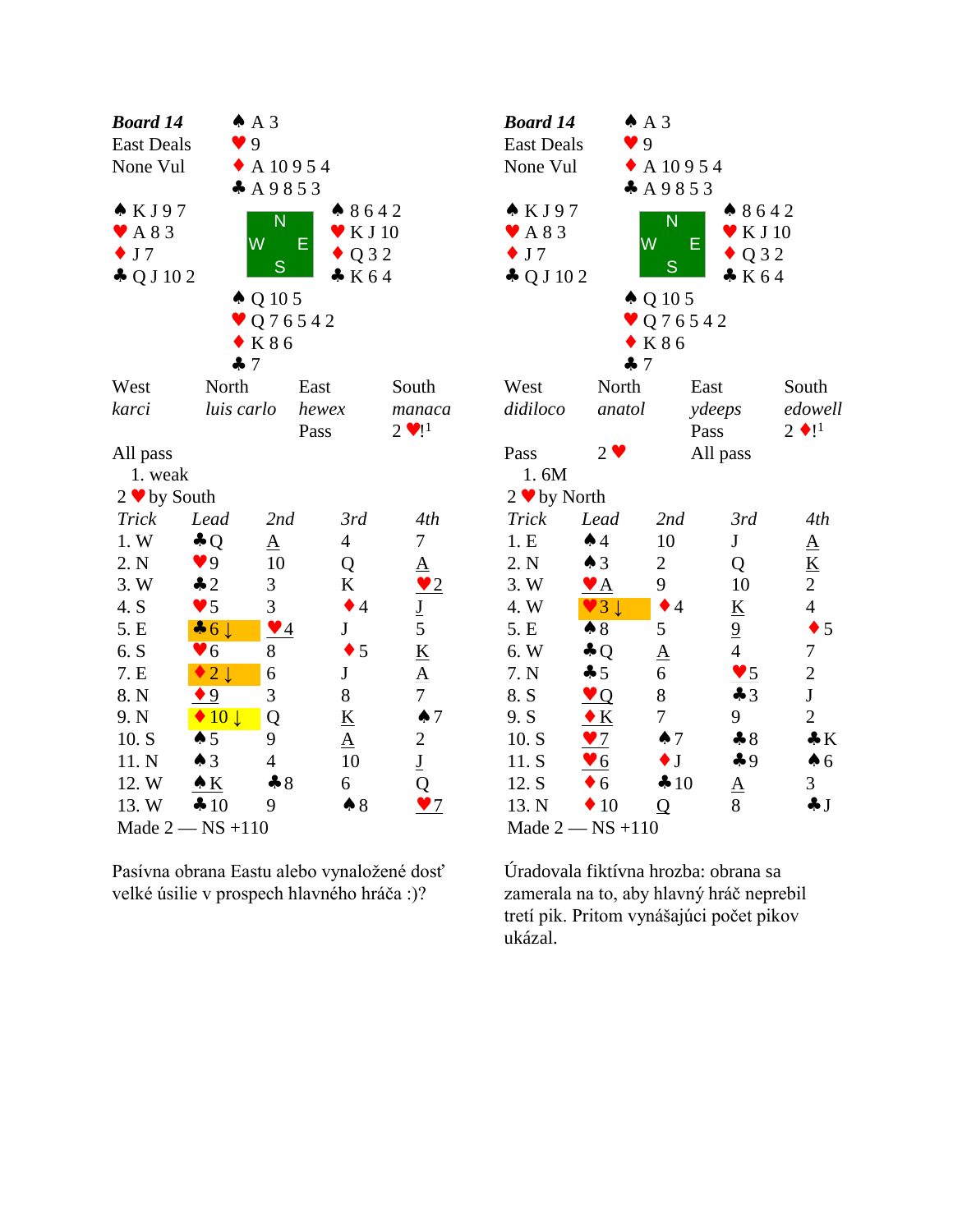**Board 14**
East Deals
None Vul

| | North | |
|---|---|---|
| | ♠ A 3<br>♥ 9<br>♦ A 10 9 5 4<br>♣ A 9 8 5 3 | |
| **West**<br>♠ K J 9 7<br>♥ A 8 3<br>♦ J 7<br>♣ Q J 10 2 | | **East**<br>♠ 8 6 4 2<br>♥ K J 10<br>♦ Q 3 2<br>♣ K 6 4 |
| | **South**<br>♠ Q 10 5<br>♥ Q 7 6 5 4 2<br>♦ K 8 6<br>♣ 7 | |

| West | North | East | South |
|---|---|---|---|
| *karci* | *luis carlo* | *hewex* | *manaca* |
| | | Pass | 2 ♥![1] |
| All pass | | | |

1. weak

2 ♥ by South

| Trick | Lead | 2nd | 3rd | 4th |
|---|---|---|---|---|
| 1. W | ♣Q | A | 4 | 7 |
| 2. N | ♥9 | 10 | Q | A |
| 3. W | ♣2 | 3 | K | ♥2 |
| 4. S | ♥5 | 3 | ♦4 | J |
| 5. E | ♣6 ↓ | ♥4 | J | 5 |
| 6. S | ♥6 | 8 | ♦5 | K |
| 7. E | ♦2 ↓ | 6 | J | A |
| 8. N | ♦9 | 3 | 8 | 7 |
| 9. N | ♦10 ↓ | Q | K | ♠7 |
| 10. S | ♠5 | 9 | A | 2 |
| 11. N | ♠3 | 4 | 10 | J |
| 12. W | ♠K | ♣8 | 6 | Q |
| 13. W | ♣10 | 9 | ♠8 | ♥7 |

Made 2 — NS +110

Pasívna obrana Eastu alebo vynaložené dosť veľké úsilie v prospech hlavného hráča :)?

---

**Board 14**
East Deals
None Vul

| | North | |
|---|---|---|
| | ♠ A 3<br>♥ 9<br>♦ A 10 9 5 4<br>♣ A 9 8 5 3 | |
| **West**<br>♠ K J 9 7<br>♥ A 8 3<br>♦ J 7<br>♣ Q J 10 2 | | **East**<br>♠ 8 6 4 2<br>♥ K J 10<br>♦ Q 3 2<br>♣ K 6 4 |
| | **South**<br>♠ Q 10 5<br>♥ Q 7 6 5 4 2<br>♦ K 8 6<br>♣ 7 | |

| West | North | East | South |
|---|---|---|---|
| *didiloco* | *anatol* | *ydeeps* | *edowell* |
| | | Pass | 2 ♦![1] |
| Pass | 2 ♥ | All pass | |

1. 6M

2 ♥ by North

| Trick | Lead | 2nd | 3rd | 4th |
|---|---|---|---|---|
| 1. E | ♠4 | 10 | J | A |
| 2. N | ♠3 | 2 | Q | K |
| 3. W | ♥A | 9 | 10 | 2 |
| 4. W | ♥3 ↓ | ♦4 | K | 4 |
| 5. E | ♠8 | 5 | 9 | ♦5 |
| 6. W | ♣Q | A | 4 | 7 |
| 7. N | ♣5 | 6 | ♥5 | 2 |
| 8. S | ♥Q | 8 | ♣3 | J |
| 9. S | ♦K | 7 | 9 | 2 |
| 10. S | ♥7 | ♠7 | ♣8 | ♣K |
| 11. S | ♥6 | ♦J | ♣9 | ♠6 |
| 12. S | ♦6 | ♣10 | A | 3 |
| 13. N | ♦10 | Q | 8 | ♣J |

Made 2 — NS +110

Úradovala fiktívna hrozba: obrana sa zamerala na to, aby hlavný hráč neprebil tretí pik. Pritom vynášajúci počet pikov ukázal.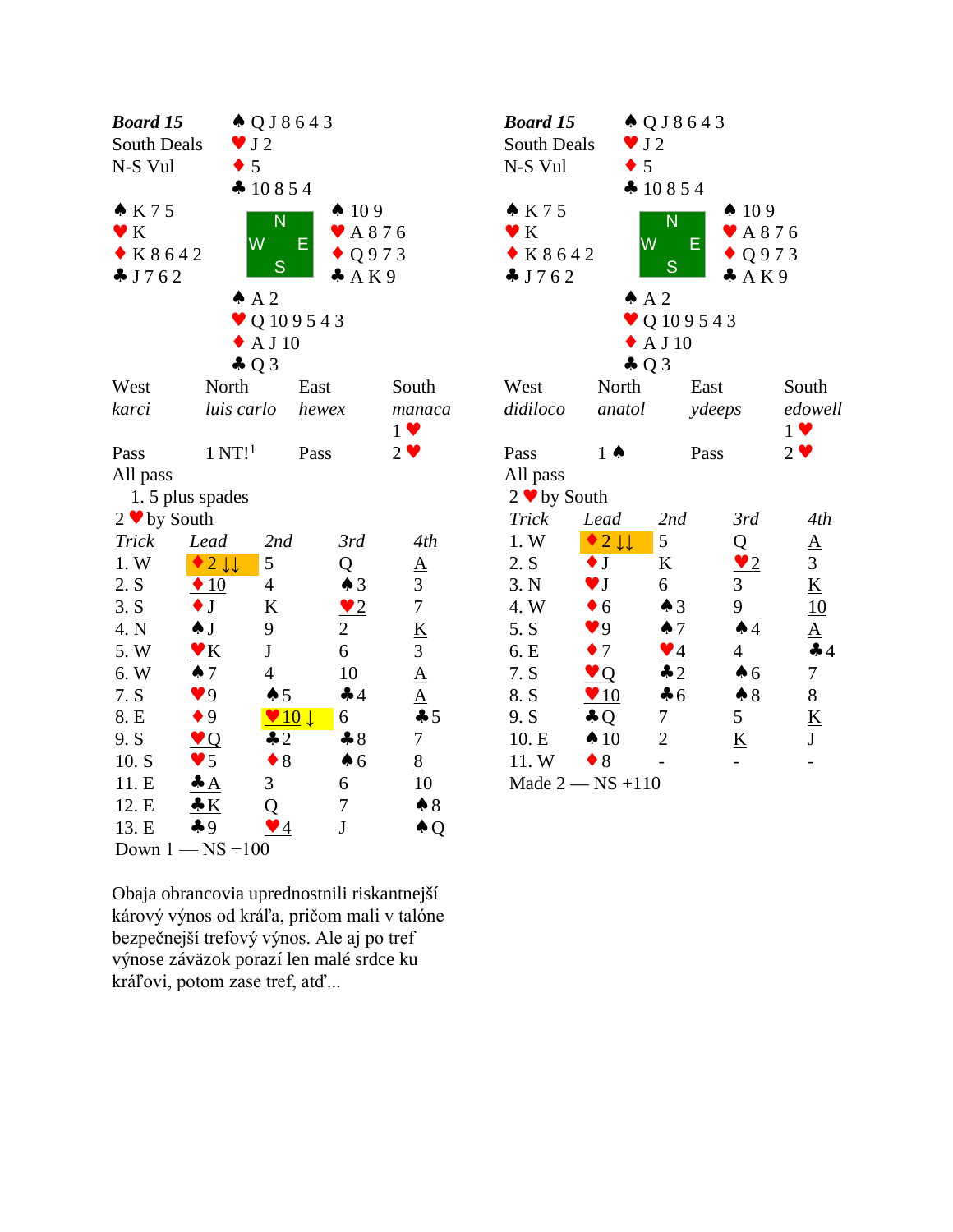**Board 15**
South Deals
N-S Vul

| | North | |
|---|---|---|
| | ♠ Q J 8 6 4 3<br>♥ J 2<br>♦ 5<br>♣ 10 8 5 4 | |
| **West**<br>♠ K 7 5<br>♥ K<br>♦ K 8 6 4 2<br>♣ J 7 6 2 | | **East**<br>♠ 10 9<br>♥ A 8 7 6<br>♦ Q 9 7 3<br>♣ A K 9 |
| | ♠ A 2<br>♥ Q 10 9 5 4 3<br>♦ A J 10<br>♣ Q 3 | |
| | South | |

| West | North | East | South |
|---|---|---|---|
| *karci* | *luis carlo* | *hewex* | *manaca* |
| | | | 1 ♥ |
| Pass | 1 NT![1] | Pass | 2 ♥ |
| All pass | | | |

1. 5 plus spades

2 ♥ by South

| Trick | Lead | 2nd | 3rd | 4th |
|---|---|---|---|---|
| 1. W | ♦ 2 ↓↓ | 5 | Q | A |
| 2. S | ♦ 10 | 4 | ♠ 3 | 3 |
| 3. S | ♦ J | K | ♥ 2 | 7 |
| 4. N | ♠ J | 9 | 2 | K |
| 5. W | ♥ K | J | 6 | 3 |
| 6. W | ♠ 7 | 4 | 10 | A |
| 7. S | ♥ 9 | ♠ 5 | ♣ 4 | A |
| 8. E | ♦ 9 | ♥ 10 ↓ | 6 | ♣ 5 |
| 9. S | ♥ Q | ♣ 2 | ♣ 8 | 7 |
| 10. S | ♥ 5 | ♦ 8 | ♠ 6 | 8 |
| 11. E | ♣ A | 3 | 6 | 10 |
| 12. E | ♣ K | Q | 7 | ♠ 8 |
| 13. E | ♣ 9 | ♥ 4 | J | ♠ Q |

Down 1 — NS −100

Obaja obrancovia uprednostnili riskantnejší kárový výnos od kráľa, pričom mali v talóne bezpečnejší trefový výnos. Ale aj po tref výnose záväzok porazí len malé srdce ku kráľovi, potom zase tref, atď...

**Board 15**
South Deals
N-S Vul

(Same deal as above.)

| West | North | East | South |
|---|---|---|---|
| *didiloco* | *anatol* | *ydeeps* | *edowell* |
| | | | 1 ♥ |
| Pass | 1 ♠ | Pass | 2 ♥ |
| All pass | | | |

2 ♥ by South

| Trick | Lead | 2nd | 3rd | 4th |
|---|---|---|---|---|
| 1. W | ♦ 2 ↓↓ | 5 | Q | A |
| 2. S | ♦ J | K | ♥ 2 | 3 |
| 3. N | ♥ J | 6 | 3 | K |
| 4. W | ♦ 6 | ♠ 3 | 9 | 10 |
| 5. S | ♥ 9 | ♠ 7 | ♠ 4 | A |
| 6. E | ♦ 7 | ♥ 4 | 4 | ♣ 4 |
| 7. S | ♥ Q | ♣ 2 | ♠ 6 | 7 |
| 8. S | ♥ 10 | ♣ 6 | ♠ 8 | 8 |
| 9. S | ♣ Q | 7 | 5 | K |
| 10. E | ♠ 10 | 2 | K | J |
| 11. W | ♦ 8 | - | - | - |

Made 2 — NS +110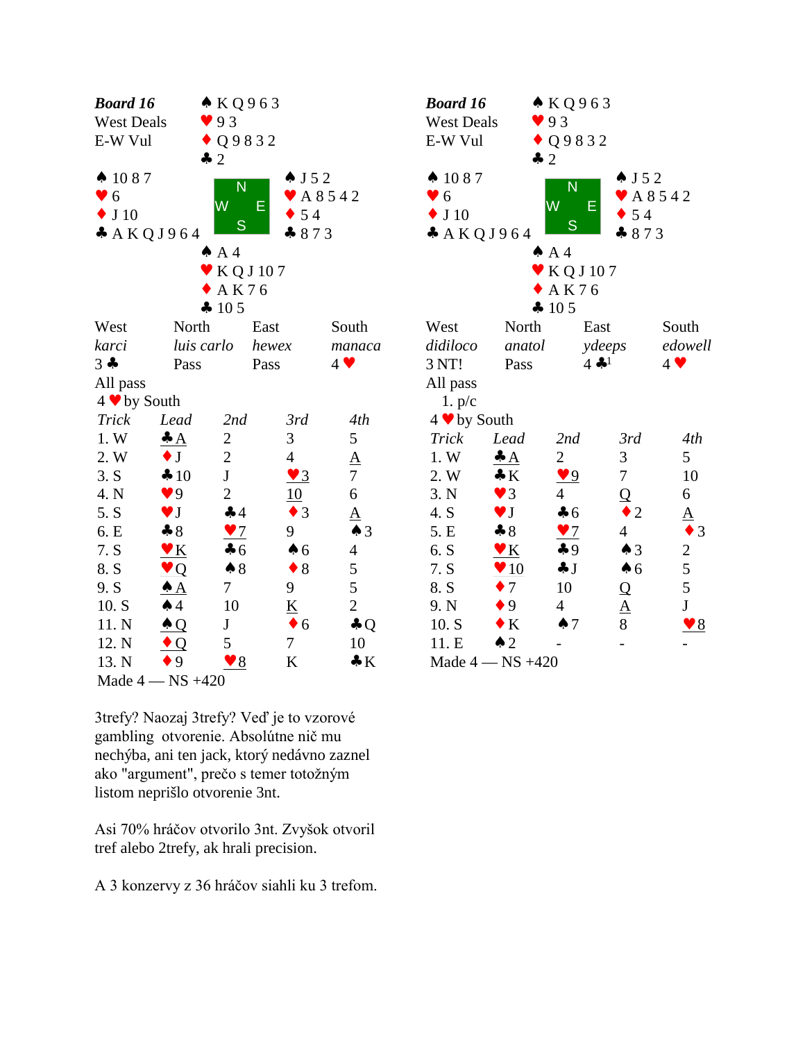**Board 16**
West Deals
E-W Vul

North: ♠ K Q 9 6 3 ♥ 9 3 ♦ Q 9 8 3 2 ♣ 2

West: ♠ 10 8 7 ♥ 6 ♦ J 10 ♣ A K Q J 9 6 4

East: ♠ J 5 2 ♥ A 8 5 4 2 ♦ 5 4 ♣ 8 7 3

South: ♠ A 4 ♥ K Q J 10 7 ♦ A K 7 6 ♣ 10 5

| West | North | East | South |
|---|---|---|---|
| *karci* | *luis carlo* | *hewex* | *manaca* |
| 3 ♣ | Pass | Pass | 4 ♥ |
| All pass | | | |

4 ♥ by South

| Trick | Lead | 2nd | 3rd | 4th |
|---|---|---|---|---|
| 1. W | ♣A | 2 | 3 | 5 |
| 2. W | ♦J | 2 | 4 | A |
| 3. S | ♣10 | J | ♥3 | 7 |
| 4. N | ♥9 | 2 | 10 | 6 |
| 5. S | ♥J | ♣4 | ♦3 | A |
| 6. E | ♣8 | ♥7 | 9 | ♠3 |
| 7. S | ♥K | ♣6 | ♠6 | 4 |
| 8. S | ♥Q | ♠8 | ♦8 | 5 |
| 9. S | ♠A | 7 | 9 | 5 |
| 10. S | ♠4 | 10 | K | 2 |
| 11. N | ♠Q | J | ♦6 | ♣Q |
| 12. N | ♦Q | 5 | 7 | 10 |
| 13. N | ♦9 | ♥8 | K | ♣K |

Made 4 — NS +420

**Board 16**
West Deals
E-W Vul

North: ♠ K Q 9 6 3 ♥ 9 3 ♦ Q 9 8 3 2 ♣ 2

West: ♠ 10 8 7 ♥ 6 ♦ J 10 ♣ A K Q J 9 6 4

East: ♠ J 5 2 ♥ A 8 5 4 2 ♦ 5 4 ♣ 8 7 3

South: ♠ A 4 ♥ K Q J 10 7 ♦ A K 7 6 ♣ 10 5

| West | North | East | South |
|---|---|---|---|
| *didiloco* | *anatol* | *ydeeps* | *edowell* |
| 3 NT! | Pass | 4 ♣[1] | 4 ♥ |
| All pass | | | |

1. p/c

4 ♥ by South

| Trick | Lead | 2nd | 3rd | 4th |
|---|---|---|---|---|
| 1. W | ♣A | 2 | 3 | 5 |
| 2. W | ♣K | ♥9 | 7 | 10 |
| 3. N | ♥3 | 4 | Q | 6 |
| 4. S | ♥J | ♣6 | ♦2 | A |
| 5. E | ♣8 | ♥7 | 4 | ♦3 |
| 6. S | ♥K | ♣9 | ♠3 | 2 |
| 7. S | ♥10 | ♣J | ♠6 | 5 |
| 8. S | ♦7 | 10 | Q | 5 |
| 9. N | ♦9 | 4 | A | J |
| 10. S | ♦K | ♠7 | 8 | ♥8 |
| 11. E | ♠2 | - | - | - |

Made 4 — NS +420

3trefy? Naozaj 3trefy? Veď je to vzorové gambling otvorenie. Absolútne nič mu nechýba, ani ten jack, ktorý nedávno zaznel ako "argument", prečo s temer totožným listom neprišlo otvorenie 3nt.

Asi 70% hráčov otvorilo 3nt. Zvyšok otvoril tref alebo 2trefy, ak hrali precision.

A 3 konzervy z 36 hráčov siahli ku 3 trefom.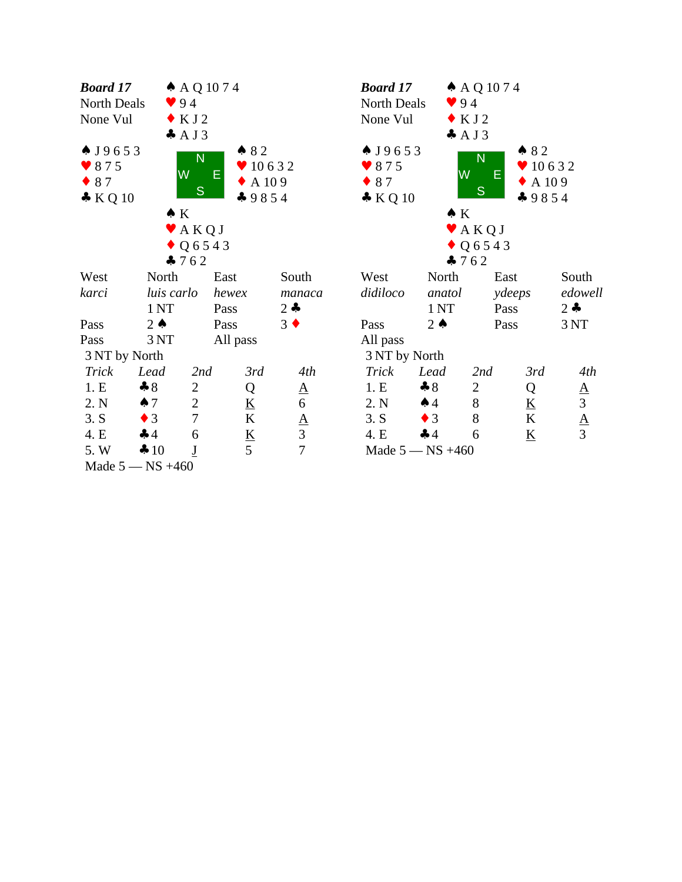## Board 17

North Deals
None Vul

**North:** ♠ A Q 10 7 4 ♥ 9 4 ♦ K J 2 ♣ A J 3

**West:** ♠ J 9 6 5 3 ♥ 8 7 5 ♦ 8 7 ♣ K Q 10

**East:** ♠ 8 2 ♥ 10 6 3 2 ♦ A 10 9 ♣ 9 8 5 4

**South:** ♠ K ♥ A K Q J ♦ Q 6 5 4 3 ♣ 7 6 2

| West | North | East | South |
|---|---|---|---|
| *karci* | *luis carlo* | *hewex* | *manaca* |
| | 1 NT | Pass | 2 ♣ |
| Pass | 2 ♠ | Pass | 3 ♦ |
| Pass | 3 NT | All pass | |

3 NT by North

| *Trick* | *Lead* | *2nd* | *3rd* | *4th* |
|---|---|---|---|---|
| 1. E | ♣8 | 2 | Q | A |
| 2. N | ♠7 | 2 | K | 6 |
| 3. S | ♦3 | 7 | K | A |
| 4. E | ♣4 | 6 | K | 3 |
| 5. W | ♣10 | J | 5 | 7 |

Made 5 — NS +460

## Board 17

North Deals
None Vul

**North:** ♠ A Q 10 7 4 ♥ 9 4 ♦ K J 2 ♣ A J 3

**West:** ♠ J 9 6 5 3 ♥ 8 7 5 ♦ 8 7 ♣ K Q 10

**East:** ♠ 8 2 ♥ 10 6 3 2 ♦ A 10 9 ♣ 9 8 5 4

**South:** ♠ K ♥ A K Q J ♦ Q 6 5 4 3 ♣ 7 6 2

| West | North | East | South |
|---|---|---|---|
| *didiloco* | *anatol* | *ydeeps* | *edowell* |
| | 1 NT | Pass | 2 ♣ |
| Pass | 2 ♠ | Pass | 3 NT |
| All pass | | | |

3 NT by North

| *Trick* | *Lead* | *2nd* | *3rd* | *4th* |
|---|---|---|---|---|
| 1. E | ♣8 | 2 | Q | A |
| 2. N | ♠4 | 8 | K | 3 |
| 3. S | ♦3 | 8 | K | A |
| 4. E | ♣4 | 6 | K | 3 |

Made 5 — NS +460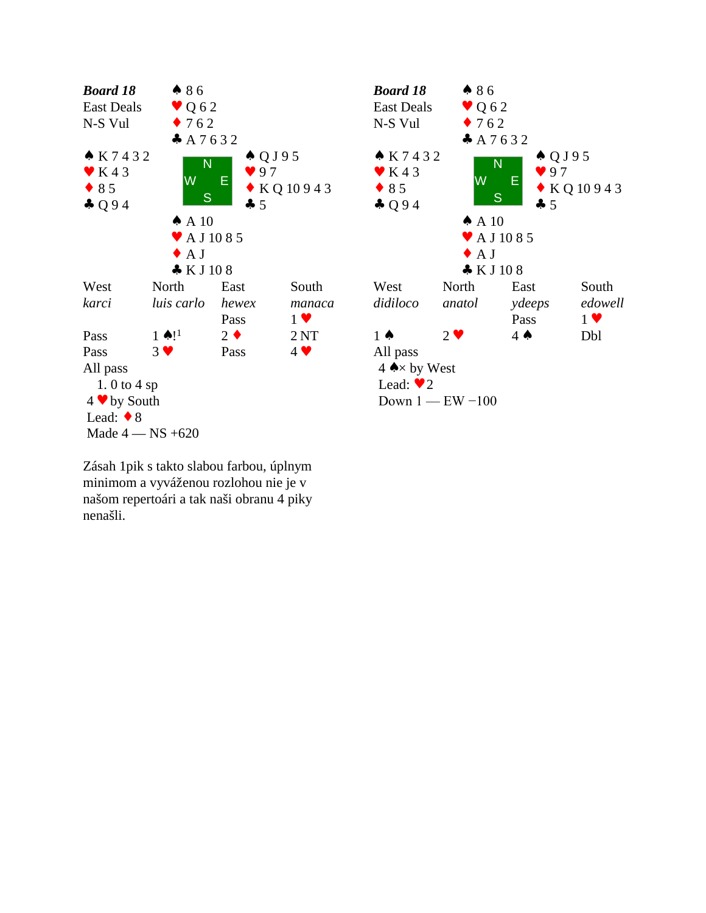**Board 18**
East Deals
N-S Vul

North: ♠ 8 6 / ♥ Q 6 2 / ♦ 7 6 2 / ♣ A 7 6 3 2

West: ♠ K 7 4 3 2 / ♥ K 4 3 / ♦ 8 5 / ♣ Q 9 4

East: ♠ Q J 9 5 / ♥ 9 7 / ♦ K Q 10 9 4 3 / ♣ 5

South: ♠ A 10 / ♥ A J 10 8 5 / ♦ A J / ♣ K J 10 8

| West | North | East | South |
|---|---|---|---|
| *karci* | *luis carlo* | *hewex* | *manaca* |
| | | Pass | 1 ♥ |
| Pass | 1 ♠![1] | 2 ♦ | 2 NT |
| Pass | 3 ♥ | Pass | 4 ♥ |
| All pass | | | |

1. 0 to 4 sp

4 ♥ by South
Lead: ♦ 8
Made 4 — NS +620

**Board 18**
East Deals
N-S Vul

North: ♠ 8 6 / ♥ Q 6 2 / ♦ 7 6 2 / ♣ A 7 6 3 2

West: ♠ K 7 4 3 2 / ♥ K 4 3 / ♦ 8 5 / ♣ Q 9 4

East: ♠ Q J 9 5 / ♥ 9 7 / ♦ K Q 10 9 4 3 / ♣ 5

South: ♠ A 10 / ♥ A J 10 8 5 / ♦ A J / ♣ K J 10 8

| West | North | East | South |
|---|---|---|---|
| *didiloco* | *anatol* | *ydeeps* | *edowell* |
| | | Pass | 1 ♥ |
| 1 ♠ | 2 ♥ | 4 ♠ | Dbl |
| All pass | | | |

4 ♠× by West
Lead: ♥ 2
Down 1 — EW −100

Zásah 1pik s takto slabou farbou, úplnym minimom a vyváženou rozlohou nie je v našom repertoári a tak naši obranu 4 piky nenašli.